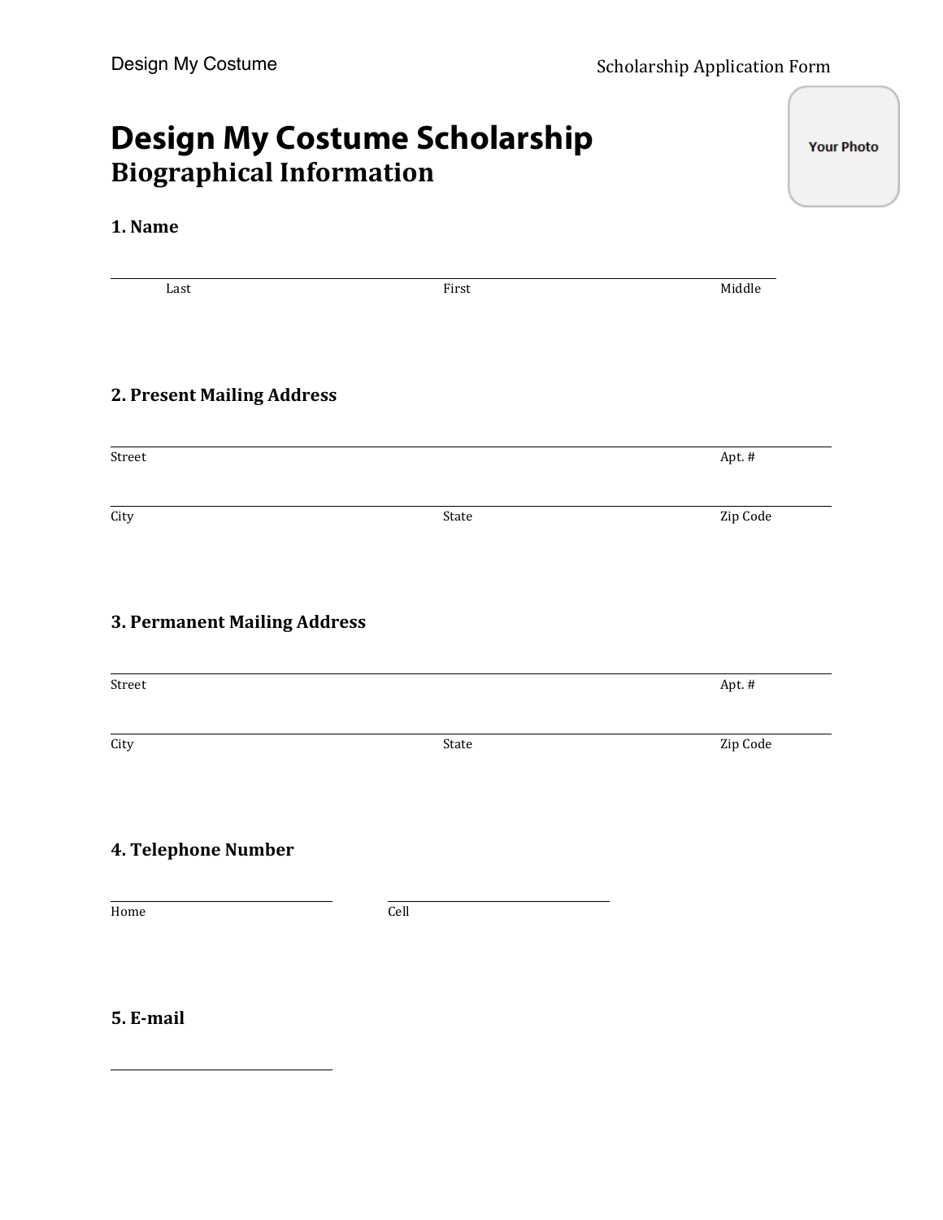# Design My Costume Scholarship

## Biographical Information

Your Photo

### 1. Name

___________________________________________________________

Last　　　　　　　　　　First　　　　　　　　　　Middle

### 2. Present Mailing Address

___________________________________________________________

Street　　　　　　　　　　　　　　　　　　　　　Apt. #

___________________________________________________________

City　　　　　　　　　　State　　　　　　　　　　Zip Code

### 3. Permanent Mailing Address

___________________________________________________________

Street　　　　　　　　　　　　　　　　　　　　　Apt. #

___________________________________________________________

City　　　　　　　　　　State　　　　　　　　　　Zip Code

### 4. Telephone Number

____________________　　____________________

Home　　　　　　　　　　Cell

### 5. E-mail

____________________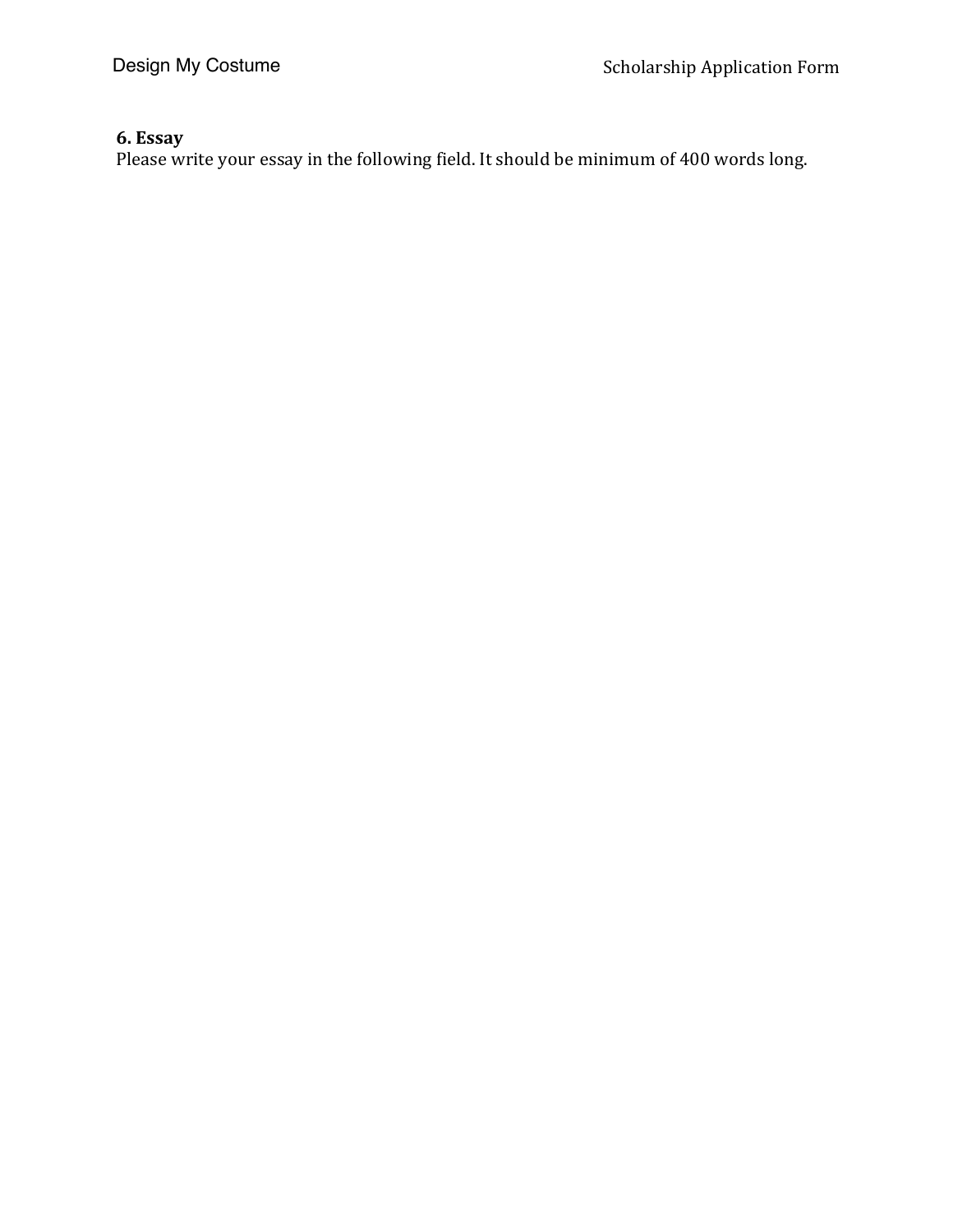**6. Essay**

Please write your essay in the following field. It should be minimum of 400 words long.